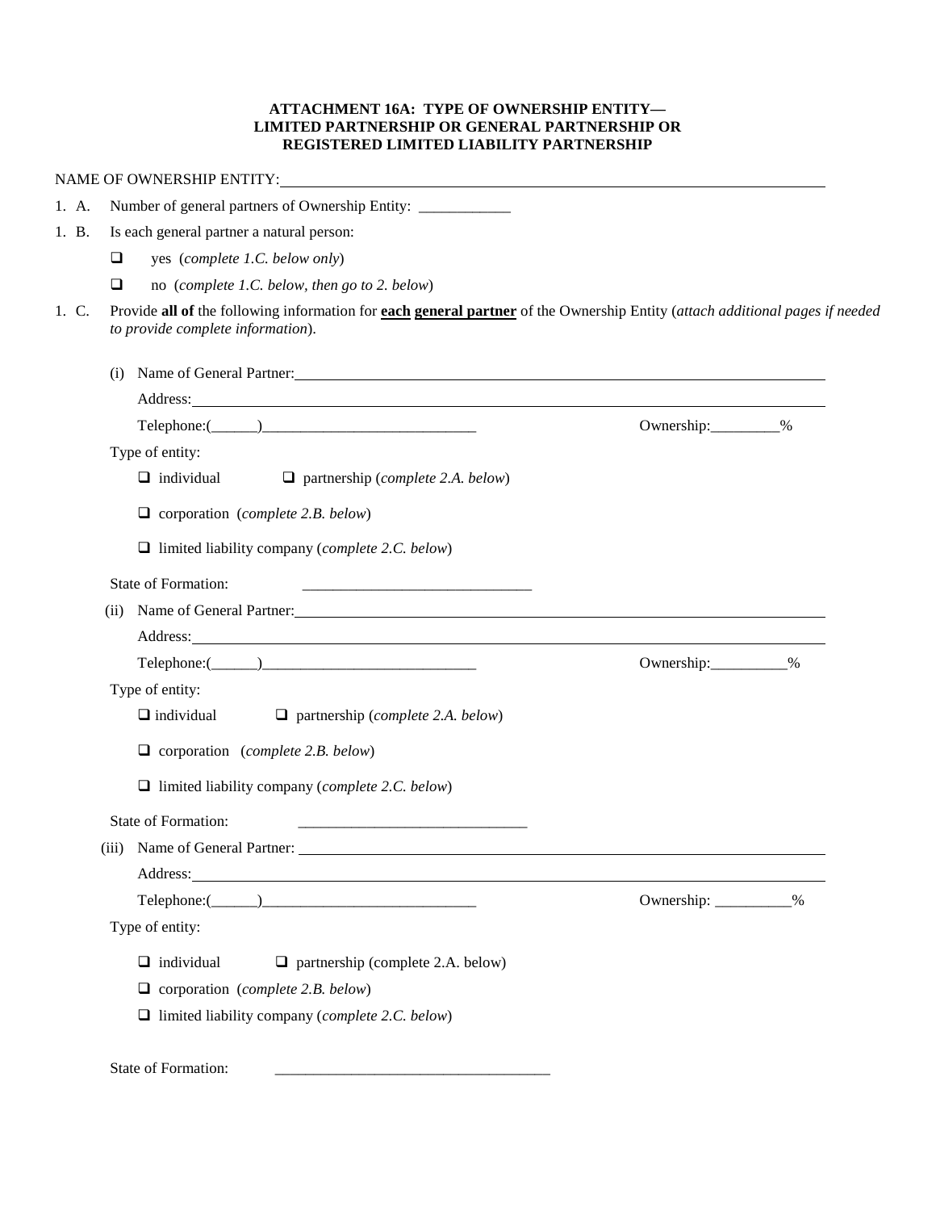# ATTACHMENT 16A: TYPE OF OWNERSHIP ENTITY— LIMITED PARTNERSHIP OR GENERAL PARTNERSHIP OR REGISTERED LIMITED LIABILITY PARTNERSHIP

NAME OF OWNERSHIP ENTITY: ______________________________

1. A. Number of general partners of Ownership Entity: ____________

1. B. Is each general partner a natural person:

- ❑ yes (*complete 1.C. below only*)
- ❑ no (*complete 1.C. below, then go to 2. below*)

1. C. Provide **all of** the following information for **each general partner** of the Ownership Entity (*attach additional pages if needed to provide complete information*).

(i) Name of General Partner: ______________________________

Address: ______________________________

Telephone:(______)____________________________ Ownership:_________%

Type of entity:

- ❑ individual ❑ partnership (*complete 2.A. below*)
- ❑ corporation (*complete 2.B. below*)
- ❑ limited liability company (*complete 2.C. below*)

State of Formation: ______________________________

(ii) Name of General Partner: ______________________________

Address: ______________________________

Telephone:(______)____________________________ Ownership:__________%

Type of entity:

- ❑ individual ❑ partnership (*complete 2.A. below*)
- ❑ corporation (*complete 2.B. below*)
- ❑ limited liability company (*complete 2.C. below*)

State of Formation: ______________________________

(iii) Name of General Partner: ______________________________

Address: ______________________________

Telephone:(______)____________________________ Ownership: __________%

Type of entity:

- ❑ individual ❑ partnership (complete 2.A. below)
- ❑ corporation (*complete 2.B. below*)
- ❑ limited liability company (*complete 2.C. below*)

State of Formation: ____________________________________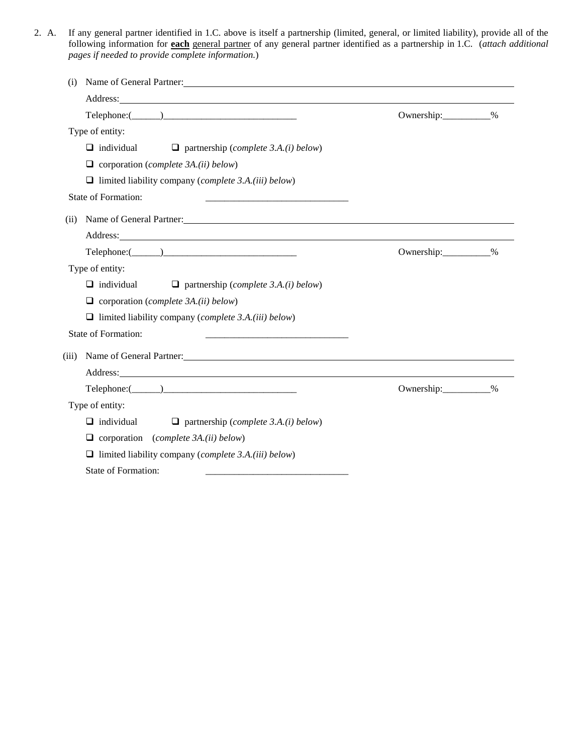2. A. If any general partner identified in 1.C. above is itself a partnership (limited, general, or limited liability), provide all of the following information for **<u>each</u>** <u>general partner</u> of any general partner identified as a partnership in 1.C. (*attach additional pages if needed to provide complete information.*)

(i) Name of General Partner: ______________________________

Address: ______________________________

Telephone:(______)____________________________ Ownership:__________%

Type of entity:

- ❑ individual ❑ partnership (*complete 3.A.(i) below*)
- ❑ corporation (*complete 3A.(ii) below*)
- ❑ limited liability company (*complete 3.A.(iii) below*)

State of Formation: ______________________________

(ii) Name of General Partner: ______________________________

Address: ______________________________

Telephone:(______)____________________________ Ownership:__________%

Type of entity:

- ❑ individual ❑ partnership (*complete 3.A.(i) below*)
- ❑ corporation (*complete 3A.(ii) below*)
- ❑ limited liability company (*complete 3.A.(iii) below*)

State of Formation: ______________________________

(iii) Name of General Partner: ______________________________

Address: ______________________________

Telephone:(______)____________________________ Ownership:__________%

Type of entity:

- ❑ individual ❑ partnership (*complete 3.A.(i) below*)
- ❑ corporation (*complete 3A.(ii) below*)
- ❑ limited liability company (*complete 3.A.(iii) below*)

State of Formation: ______________________________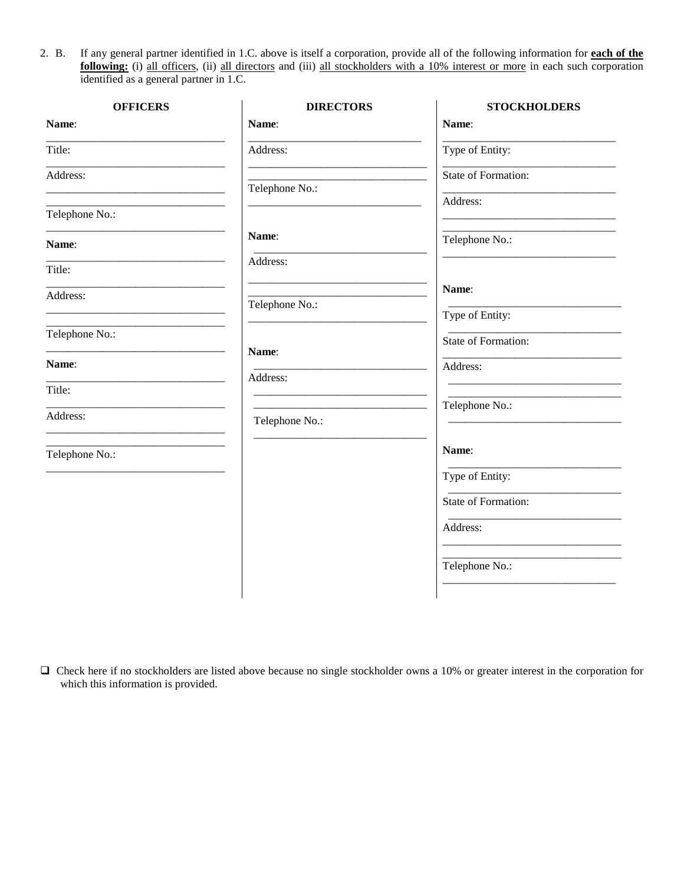2. B. If any general partner identified in 1.C. above is itself a corporation, provide all of the following information for **each of the following:** (i) all officers, (ii) all directors and (iii) all stockholders with a 10% interest or more in each such corporation identified as a general partner in 1.C.

| OFFICERS | DIRECTORS | STOCKHOLDERS |
|---|---|---|
| **Name**: ______________________________ | **Name**: ______________________________ | **Name**: ______________________________ |
| Title: ______________________________ | Address: ______________________________ ______________________________ | Type of Entity: ______________________________ |
| Address: ______________________________ ______________________________ | Telephone No.: ______________________________ | State of Formation: ______________________________ |
| Telephone No.: ______________________________ | | Address: ______________________________ ______________________________ |
| | | Telephone No.: ______________________________ |
| **Name**: ______________________________ | **Name**: ______________________________ | **Name**: ______________________________ |
| Title: ______________________________ | Address: ______________________________ ______________________________ | Type of Entity: ______________________________ |
| Address: ______________________________ ______________________________ | Telephone No.: ______________________________ | State of Formation: ______________________________ |
| Telephone No.: ______________________________ | | Address: ______________________________ ______________________________ |
| | | Telephone No.: ______________________________ |
| **Name**: ______________________________ | **Name**: ______________________________ | **Name**: ______________________________ |
| Title: ______________________________ | Address: ______________________________ ______________________________ | Type of Entity: ______________________________ |
| Address: ______________________________ ______________________________ | Telephone No.: ______________________________ | State of Formation: ______________________________ |
| Telephone No.: ______________________________ | | Address: ______________________________ ______________________________ |
| | | Telephone No.: ______________________________ |

❑ Check here if no stockholders are listed above because no single stockholder owns a 10% or greater interest in the corporation for which this information is provided.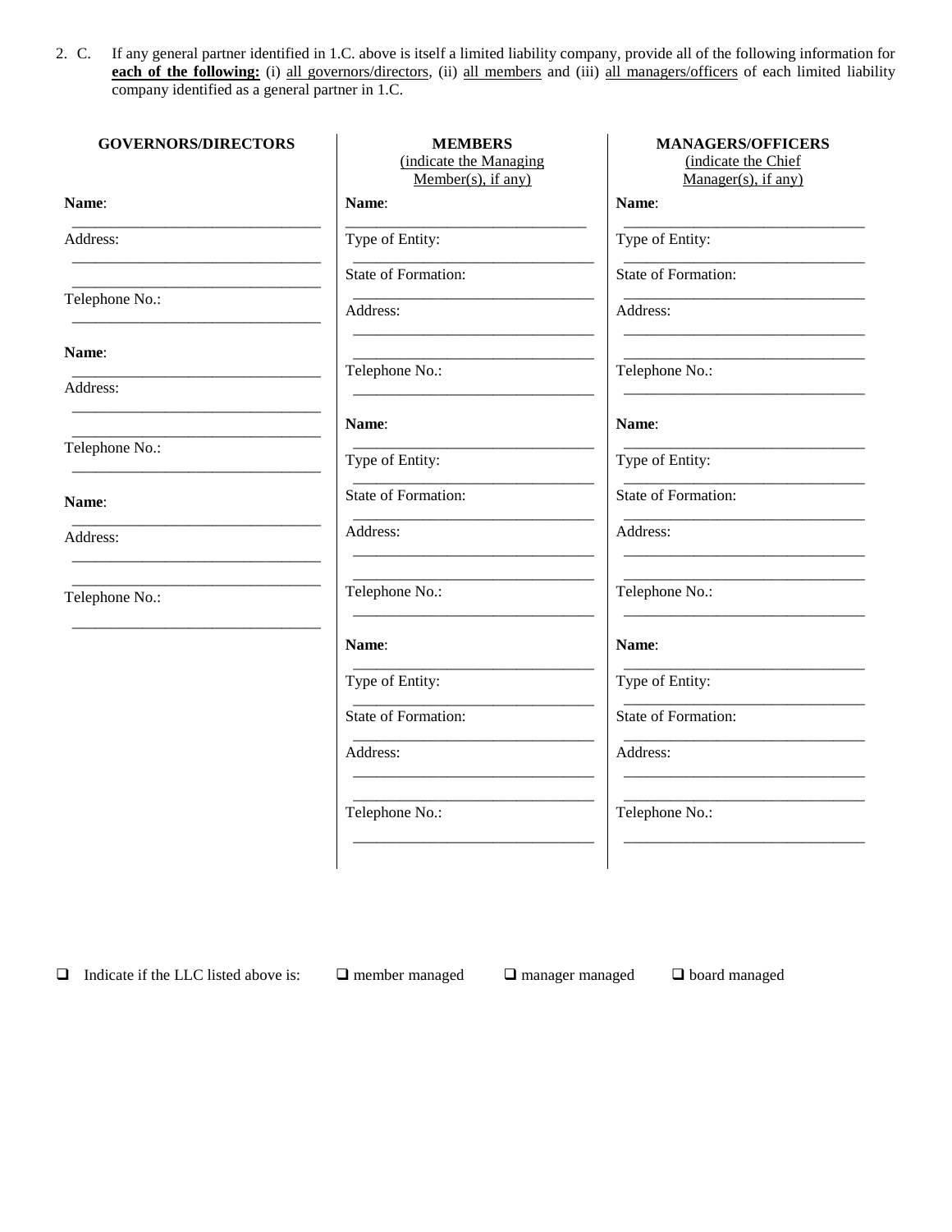2. C. If any general partner identified in 1.C. above is itself a limited liability company, provide all of the following information for **each of the following:** (i) all governors/directors, (ii) all members and (iii) all managers/officers of each limited liability company identified as a general partner in 1.C.

| **GOVERNORS/DIRECTORS** | **MEMBERS** (indicate the Managing Member(s), if any) | **MANAGERS/OFFICERS** (indicate the Chief Manager(s), if any) |
|---|---|---|
| **Name**: ______________________ | **Name**: ______________________ | **Name**: ______________________ |
| Address: ______________________ ______________________ | Type of Entity: ______________________ | Type of Entity: ______________________ |
| Telephone No.: ______________________ | State of Formation: ______________________ | State of Formation: ______________________ |
| | Address: ______________________ ______________________ | Address: ______________________ ______________________ |
| | Telephone No.: ______________________ | Telephone No.: ______________________ |
| **Name**: ______________________ | **Name**: ______________________ | **Name**: ______________________ |
| Address: ______________________ ______________________ | Type of Entity: ______________________ | Type of Entity: ______________________ |
| Telephone No.: ______________________ | State of Formation: ______________________ | State of Formation: ______________________ |
| | Address: ______________________ ______________________ | Address: ______________________ ______________________ |
| | Telephone No.: ______________________ | Telephone No.: ______________________ |
| **Name**: ______________________ | **Name**: ______________________ | **Name**: ______________________ |
| Address: ______________________ ______________________ | Type of Entity: ______________________ | Type of Entity: ______________________ |
| Telephone No.: ______________________ | State of Formation: ______________________ | State of Formation: ______________________ |
| | Address: ______________________ ______________________ | Address: ______________________ ______________________ |
| | Telephone No.: ______________________ | Telephone No.: ______________________ |

☐ Indicate if the LLC listed above is: ☐ member managed ☐ manager managed ☐ board managed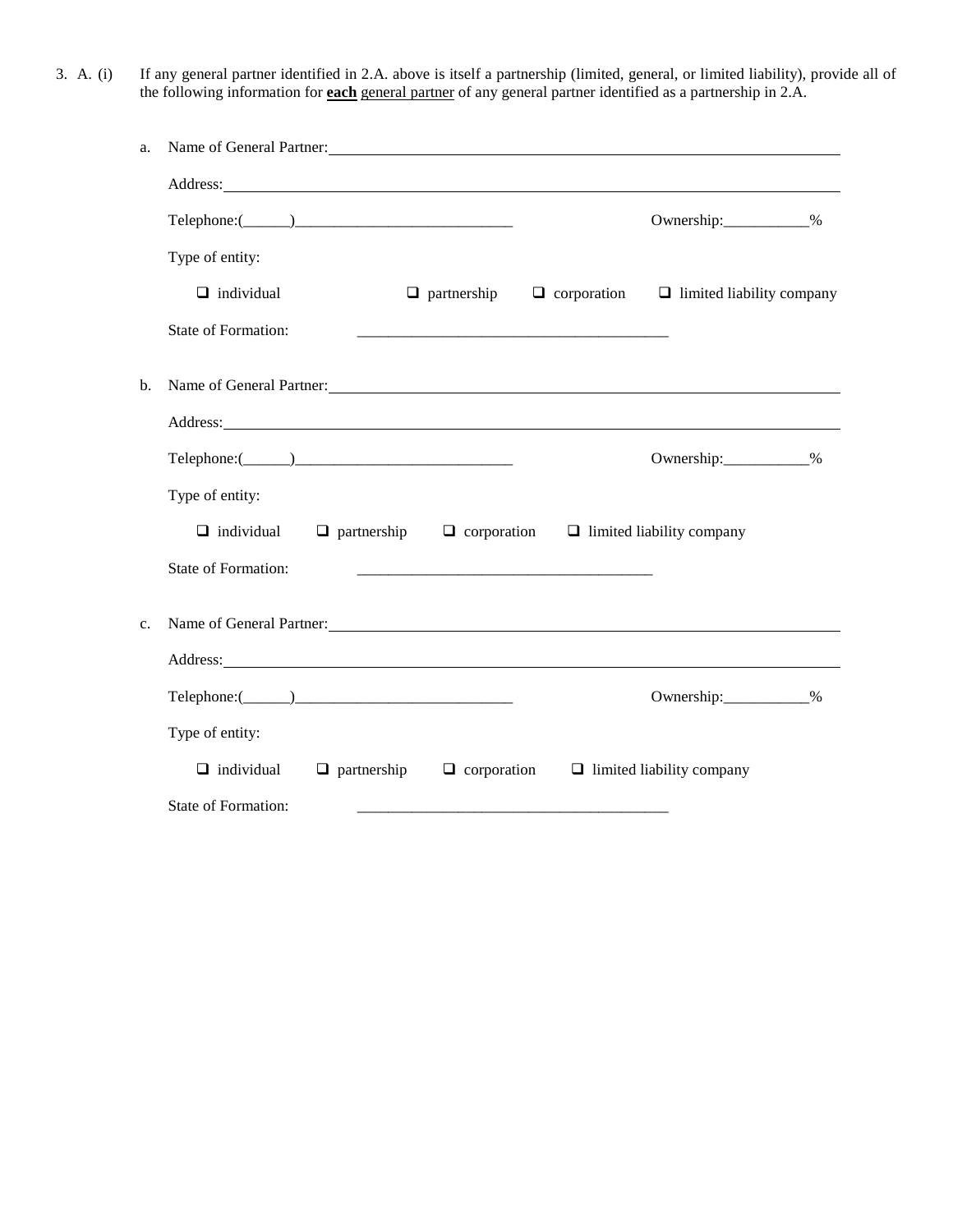3. A. (i) If any general partner identified in 2.A. above is itself a partnership (limited, general, or limited liability), provide all of the following information for **each** general partner of any general partner identified as a partnership in 2.A.

a. Name of General Partner: ______________________________

Address: ______________________________

Telephone:(______)____________________________ Ownership:___________%

Type of entity:

❑ individual ❑ partnership ❑ corporation ❑ limited liability company

State of Formation: ________________________________________

b. Name of General Partner: ______________________________

Address: ______________________________

Telephone:(______)____________________________ Ownership:___________%

Type of entity:

❑ individual ❑ partnership ❑ corporation ❑ limited liability company

State of Formation: ______________________________________

c. Name of General Partner: ______________________________

Address: ______________________________

Telephone:(______)____________________________ Ownership:___________%

Type of entity:

❑ individual ❑ partnership ❑ corporation ❑ limited liability company

State of Formation: ________________________________________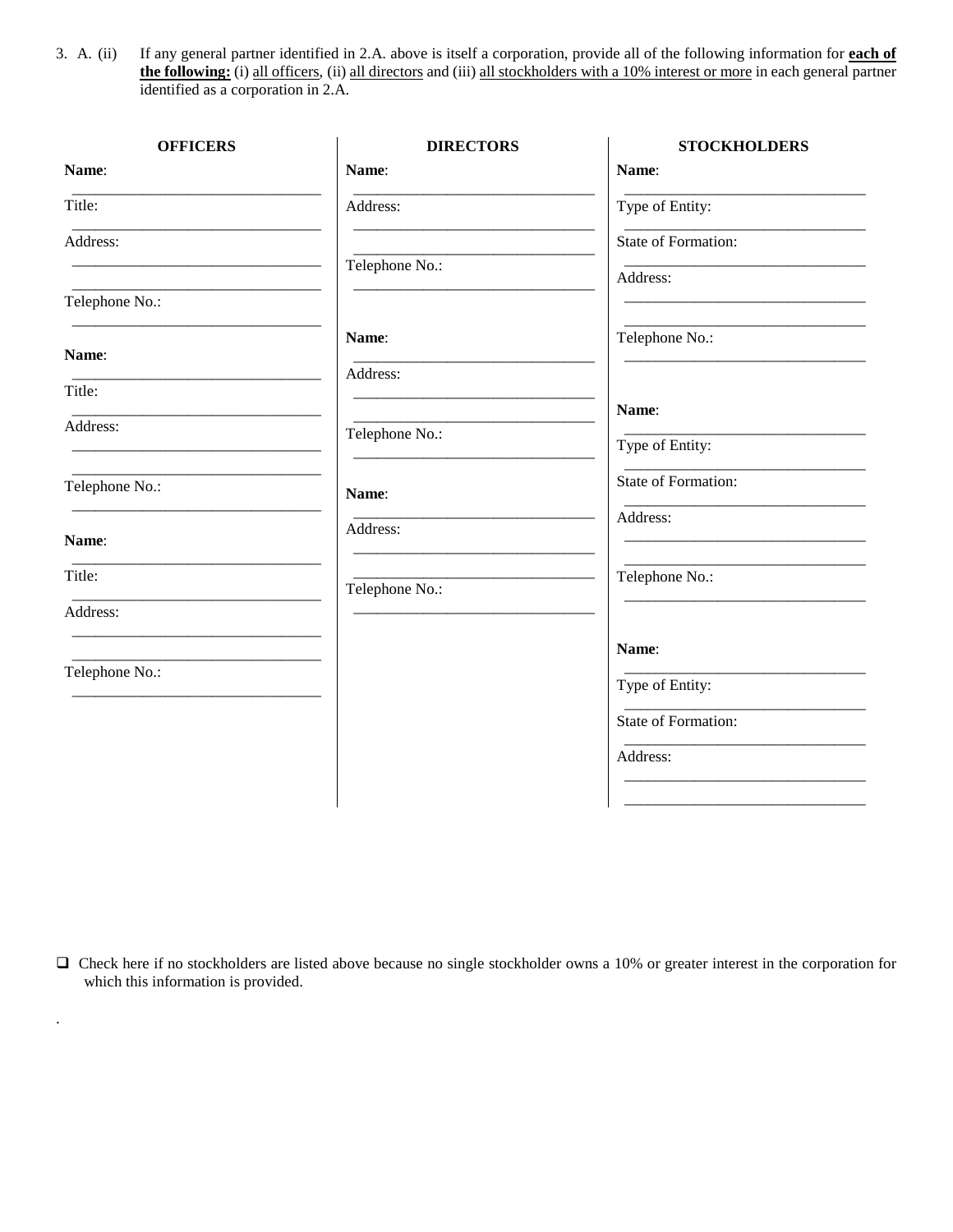3. A. (ii) If any general partner identified in 2.A. above is itself a corporation, provide all of the following information for <u>**each of the following:**</u> (i) <u>all officers</u>, (ii) <u>all directors</u> and (iii) <u>all stockholders with a 10% interest or more</u> in each general partner identified as a corporation in 2.A.

**OFFICERS**

**Name**: ______________________________

Title: ______________________________

Address: ______________________________

______________________________

Telephone No.: ______________________________

**Name**: ______________________________

Title: ______________________________

Address: ______________________________

______________________________

Telephone No.: ______________________________

**Name**: ______________________________

Title: ______________________________

Address: ______________________________

______________________________

Telephone No.: ______________________________

**DIRECTORS**

**Name**: ______________________________

Address: ______________________________

______________________________

Telephone No.: ______________________________

**Name**: ______________________________

Address: ______________________________

______________________________

Telephone No.: ______________________________

**Name**: ______________________________

Address: ______________________________

______________________________

Telephone No.: ______________________________

**STOCKHOLDERS**

**Name**: ______________________________

Type of Entity: ______________________________

State of Formation: ______________________________

Address: ______________________________

______________________________

Telephone No.: ______________________________

**Name**: ______________________________

Type of Entity: ______________________________

State of Formation: ______________________________

Address: ______________________________

______________________________

Telephone No.: ______________________________

**Name**: ______________________________

Type of Entity: ______________________________

State of Formation: ______________________________

Address: ______________________________

______________________________

❑ Check here if no stockholders are listed above because no single stockholder owns a 10% or greater interest in the corporation for which this information is provided.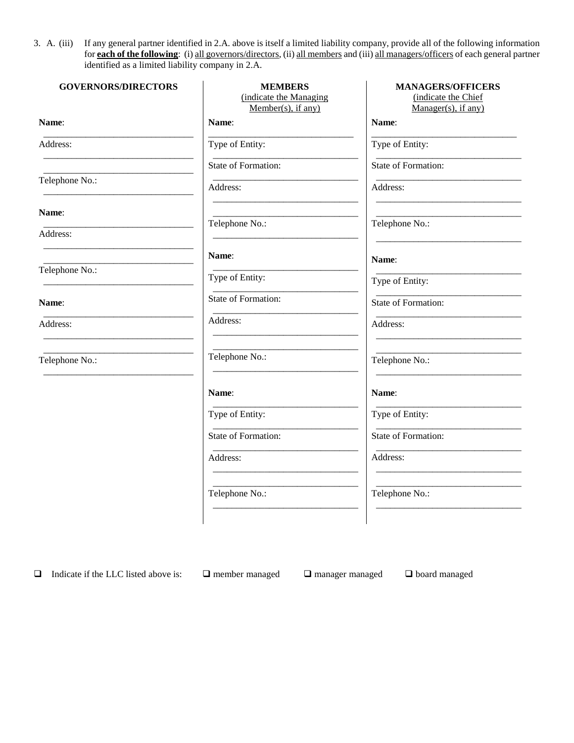3. A. (iii) If any general partner identified in 2.A. above is itself a limited liability company, provide all of the following information for **each of the following**: (i) all governors/directors, (ii) all members and (iii) all managers/officers of each general partner identified as a limited liability company in 2.A.

| **GOVERNORS/DIRECTORS** | **MEMBERS** (indicate the Managing Member(s), if any) | **MANAGERS/OFFICERS** (indicate the Chief Manager(s), if any) |
|---|---|---|
| **Name**: ______________________ | **Name**: ______________________ | **Name**: ______________________ |
| Address: ______________________ ______________________ | Type of Entity: ______________________ | Type of Entity: ______________________ |
| Telephone No.: ______________________ | State of Formation: ______________________ | State of Formation: ______________________ |
| **Name**: ______________________ | Address: ______________________ ______________________ | Address: ______________________ ______________________ |
| Address: ______________________ ______________________ | Telephone No.: ______________________ | Telephone No.: ______________________ |
| Telephone No.: ______________________ | **Name**: ______________________ | **Name**: ______________________ |
| **Name**: ______________________ | Type of Entity: ______________________ | Type of Entity: ______________________ |
| Address: ______________________ ______________________ | State of Formation: ______________________ | State of Formation: ______________________ |
| Telephone No.: ______________________ | Address: ______________________ ______________________ | Address: ______________________ ______________________ |
| | Telephone No.: ______________________ | Telephone No.: ______________________ |
| | **Name**: ______________________ | **Name**: ______________________ |
| | Type of Entity: ______________________ | Type of Entity: ______________________ |
| | State of Formation: ______________________ | State of Formation: ______________________ |
| | Address: ______________________ ______________________ | Address: ______________________ ______________________ |
| | Telephone No.: ______________________ | Telephone No.: ______________________ |

❑ Indicate if the LLC listed above is: ❑ member managed ❑ manager managed ❑ board managed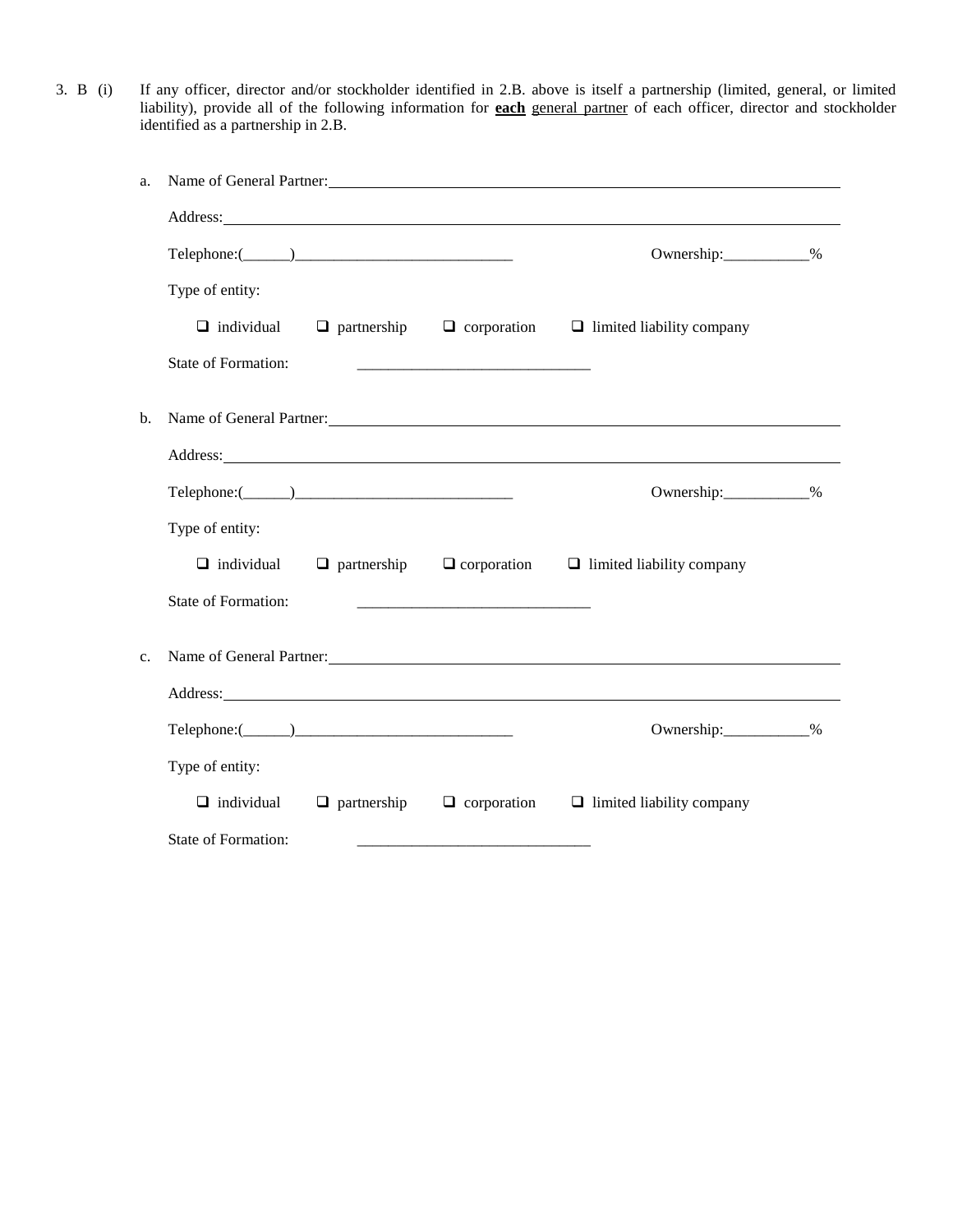3. B (i) If any officer, director and/or stockholder identified in 2.B. above is itself a partnership (limited, general, or limited liability), provide all of the following information for **each** general partner of each officer, director and stockholder identified as a partnership in 2.B.

a. Name of General Partner: ____________________

Address: ____________________

Telephone:(______)____________________________ Ownership:___________%

Type of entity:

❑ individual ❑ partnership ❑ corporation ❑ limited liability company

State of Formation: _____________________________

b. Name of General Partner: ____________________

Address: ____________________

Telephone:(______)____________________________ Ownership:___________%

Type of entity:

❑ individual ❑ partnership ❑ corporation ❑ limited liability company

State of Formation: _____________________________

c. Name of General Partner: ____________________

Address: ____________________

Telephone:(______)____________________________ Ownership:___________%

Type of entity:

❑ individual ❑ partnership ❑ corporation ❑ limited liability company

State of Formation: _____________________________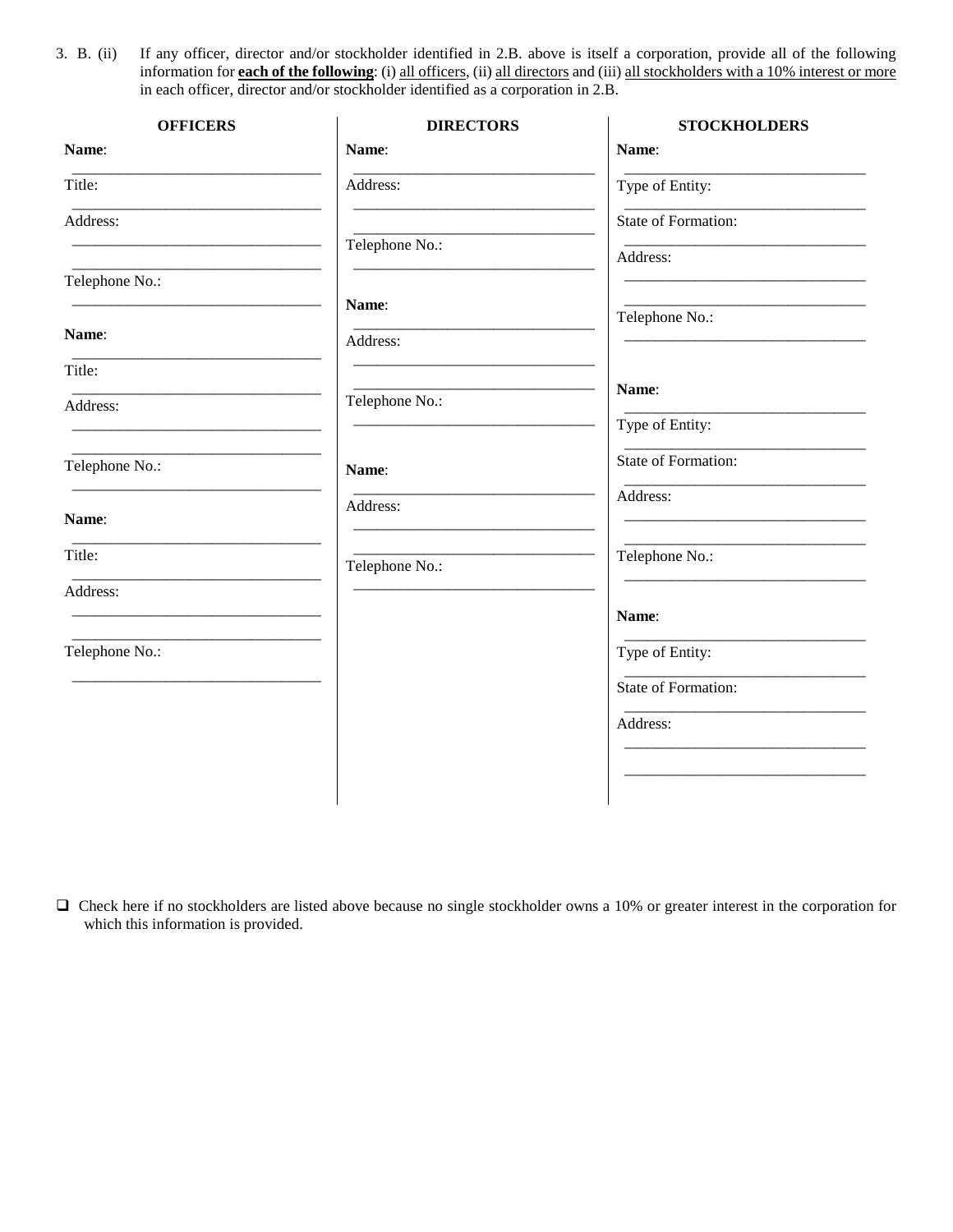3. B. (ii) If any officer, director and/or stockholder identified in 2.B. above is itself a corporation, provide all of the following information for **each of the following**: (i) all officers, (ii) all directors and (iii) all stockholders with a 10% interest or more in each officer, director and/or stockholder identified as a corporation in 2.B.

**OFFICERS**

**Name**: ______________________________

Title: ______________________________

Address: ______________________________

______________________________

Telephone No.: ______________________________

**Name**: ______________________________

Title: ______________________________

Address: ______________________________

______________________________

Telephone No.: ______________________________

**Name**: ______________________________

Title: ______________________________

Address: ______________________________

______________________________

Telephone No.: ______________________________

**DIRECTORS**

**Name**: ______________________________

Address: ______________________________

______________________________

Telephone No.: ______________________________

**Name**: ______________________________

Address: ______________________________

______________________________

Telephone No.: ______________________________

**Name**: ______________________________

Address: ______________________________

______________________________

Telephone No.: ______________________________

**STOCKHOLDERS**

**Name**: ______________________________

Type of Entity: ______________________________

State of Formation: ______________________________

Address: ______________________________

______________________________

Telephone No.: ______________________________

**Name**: ______________________________

Type of Entity: ______________________________

State of Formation: ______________________________

Address: ______________________________

______________________________

Telephone No.: ______________________________

**Name**: ______________________________

Type of Entity: ______________________________

State of Formation: ______________________________

Address: ______________________________

______________________________

❑ Check here if no stockholders are listed above because no single stockholder owns a 10% or greater interest in the corporation for which this information is provided.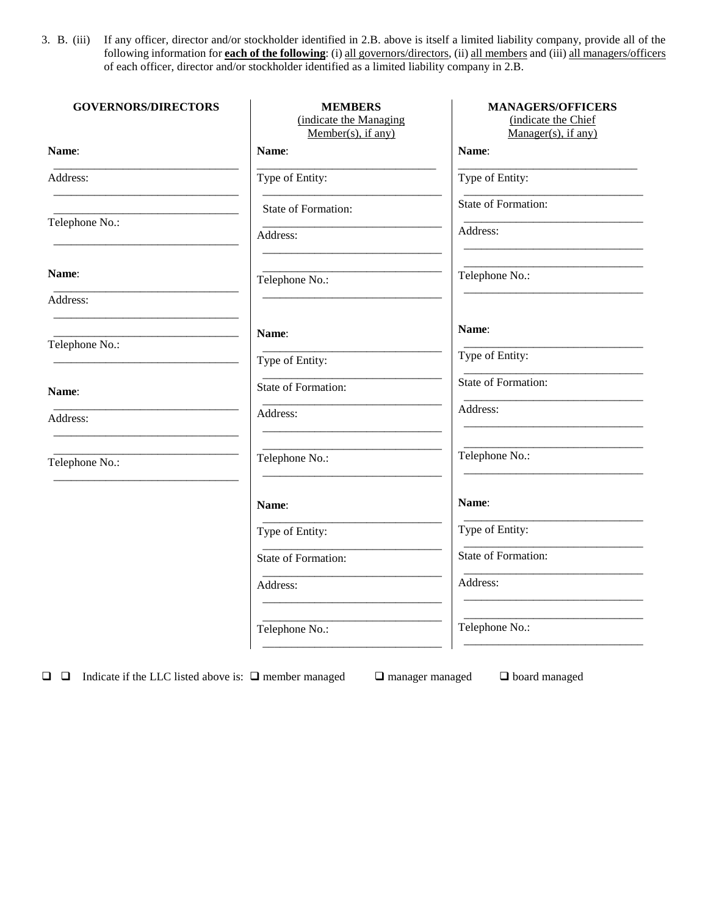3\. B. (iii) If any officer, director and/or stockholder identified in 2.B. above is itself a limited liability company, provide all of the following information for **each of the following**: (i) all governors/directors, (ii) all members and (iii) all managers/officers of each officer, director and/or stockholder identified as a limited liability company in 2.B.

| GOVERNORS/DIRECTORS | MEMBERS (indicate the Managing Member(s), if any) | MANAGERS/OFFICERS (indicate the Chief Manager(s), if any) |
|---|---|---|
| **Name**: ______________________ | **Name**: ______________________ | **Name**: ______________________ |
| Address: ______________________ ______________________ | Type of Entity: ______________________ | Type of Entity: ______________________ |
| Telephone No.: ______________________ | State of Formation: ______________________ | State of Formation: ______________________ |
| | Address: ______________________ ______________________ | Address: ______________________ ______________________ |
| | Telephone No.: ______________________ | Telephone No.: ______________________ |
| **Name**: ______________________ | **Name**: ______________________ | **Name**: ______________________ |
| Address: ______________________ ______________________ | Type of Entity: ______________________ | Type of Entity: ______________________ |
| Telephone No.: ______________________ | State of Formation: ______________________ | State of Formation: ______________________ |
| | Address: ______________________ ______________________ | Address: ______________________ ______________________ |
| | Telephone No.: ______________________ | Telephone No.: ______________________ |
| **Name**: ______________________ | **Name**: ______________________ | **Name**: ______________________ |
| Address: ______________________ ______________________ | Type of Entity: ______________________ | Type of Entity: ______________________ |
| Telephone No.: ______________________ | State of Formation: ______________________ | State of Formation: ______________________ |
| | Address: ______________________ ______________________ | Address: ______________________ ______________________ |
| | Telephone No.: ______________________ | Telephone No.: ______________________ |

❑ ❑ Indicate if the LLC listed above is: ❑ member managed ❑ manager managed ❑ board managed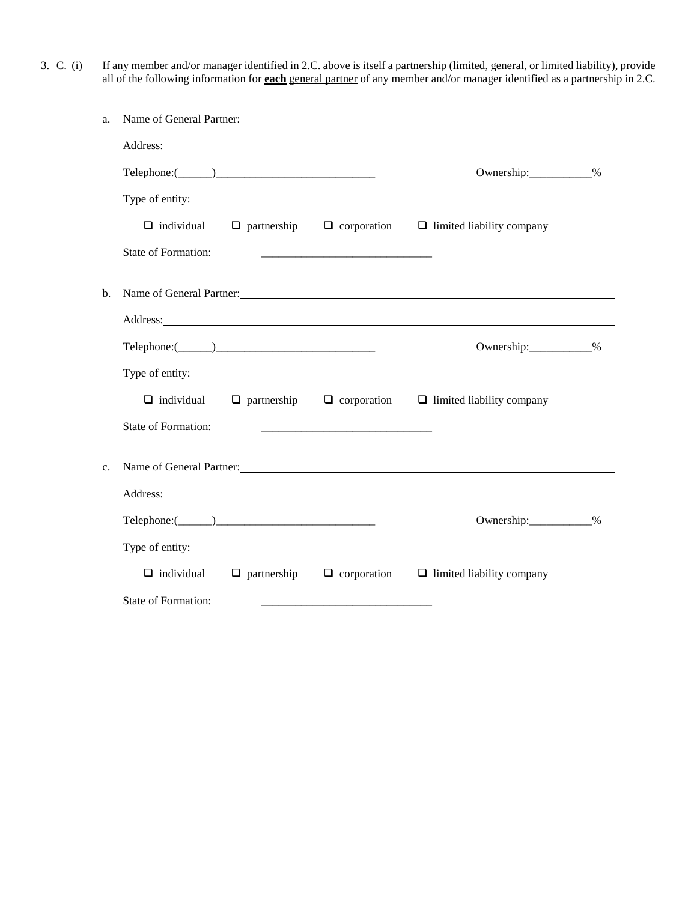3\. C. (i) If any member and/or manager identified in 2.C. above is itself a partnership (limited, general, or limited liability), provide all of the following information for **each** general partner of any member and/or manager identified as a partnership in 2.C.

a. Name of General Partner: ______________________________________________

Address: ______________________________________________

Telephone:(______)____________________________ Ownership:___________%

Type of entity:

❑ individual ❑ partnership ❑ corporation ❑ limited liability company

State of Formation: ______________________________

b. Name of General Partner: ______________________________________________

Address: ______________________________________________

Telephone:(______)____________________________ Ownership:___________%

Type of entity:

❑ individual ❑ partnership ❑ corporation ❑ limited liability company

State of Formation: ______________________________

c. Name of General Partner: ______________________________________________

Address: ______________________________________________

Telephone:(______)____________________________ Ownership:___________%

Type of entity:

❑ individual ❑ partnership ❑ corporation ❑ limited liability company

State of Formation: ______________________________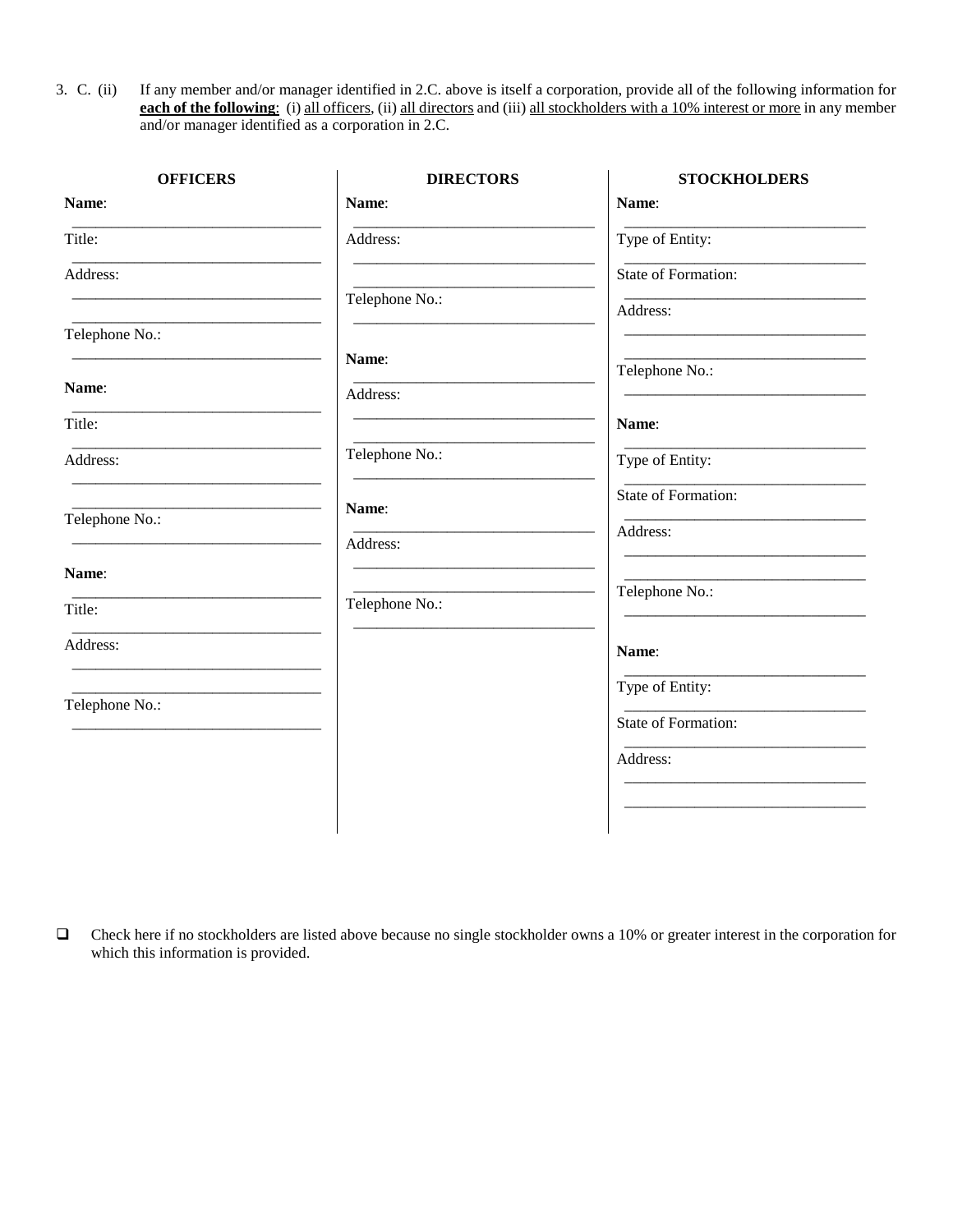3. C. (ii) If any member and/or manager identified in 2.C. above is itself a corporation, provide all of the following information for **each of the following**: (i) all officers, (ii) all directors and (iii) all stockholders with a 10% interest or more in any member and/or manager identified as a corporation in 2.C.

**OFFICERS**

**Name**: ______________________________

Title: ______________________________

Address: ______________________________

______________________________

Telephone No.: ______________________________

**Name**: ______________________________

Title: ______________________________

Address: ______________________________

______________________________

Telephone No.: ______________________________

**Name**: ______________________________

Title: ______________________________

Address: ______________________________

______________________________

Telephone No.: ______________________________

**DIRECTORS**

**Name**: ______________________________

Address: ______________________________

______________________________

Telephone No.: ______________________________

**Name**: ______________________________

Address: ______________________________

______________________________

Telephone No.: ______________________________

**Name**: ______________________________

Address: ______________________________

______________________________

Telephone No.: ______________________________

**STOCKHOLDERS**

**Name**: ______________________________

Type of Entity: ______________________________

State of Formation: ______________________________

Address: ______________________________

______________________________

Telephone No.: ______________________________

**Name**: ______________________________

Type of Entity: ______________________________

State of Formation: ______________________________

Address: ______________________________

______________________________

Telephone No.: ______________________________

**Name**: ______________________________

Type of Entity: ______________________________

State of Formation: ______________________________

Address: ______________________________

______________________________

- ☐ Check here if no stockholders are listed above because no single stockholder owns a 10% or greater interest in the corporation for which this information is provided.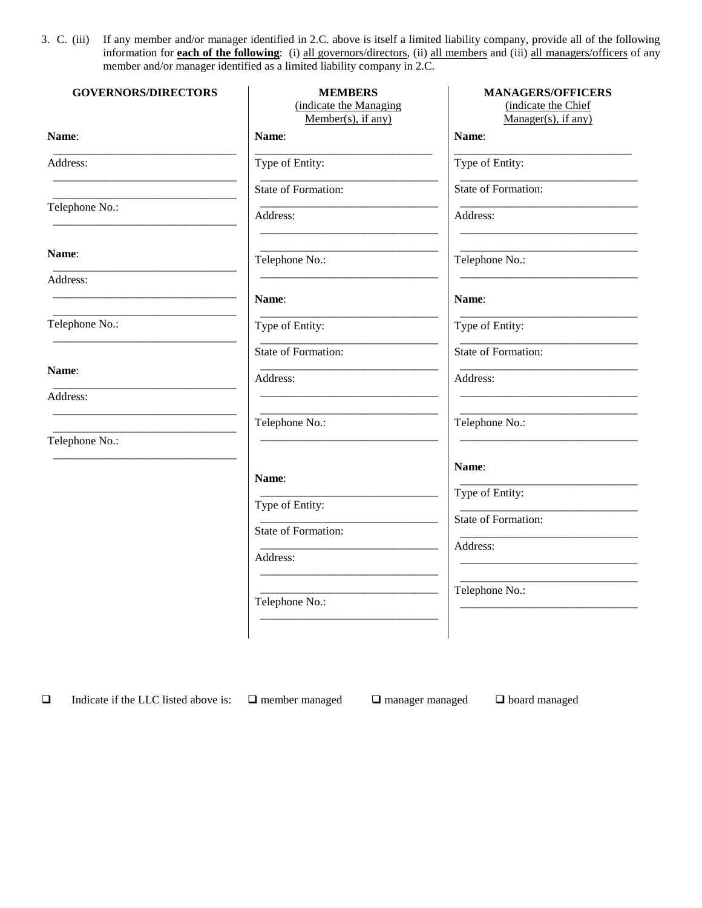3. C. (iii) If any member and/or manager identified in 2.C. above is itself a limited liability company, provide all of the following information for **<u>each of the following</u>**: (i) <u>all governors/directors</u>, (ii) <u>all members</u> and (iii) <u>all managers/officers</u> of any member and/or manager identified as a limited liability company in 2.C.

| **GOVERNORS/DIRECTORS** | **MEMBERS** (indicate the Managing Member(s), if any) | **MANAGERS/OFFICERS** (indicate the Chief Manager(s), if any) |
|---|---|---|
| **Name**: ____________ | **Name**: ____________ | **Name**: ____________ |
| Address: ____________ ____________ | Type of Entity: ____________ | Type of Entity: ____________ |
| Telephone No.: ____________ | State of Formation: ____________ | State of Formation: ____________ |
| | Address: ____________ ____________ | Address: ____________ ____________ |
| | Telephone No.: ____________ | Telephone No.: ____________ |
| **Name**: ____________ | **Name**: ____________ | **Name**: ____________ |
| Address: ____________ ____________ | Type of Entity: ____________ | Type of Entity: ____________ |
| Telephone No.: ____________ | State of Formation: ____________ | State of Formation: ____________ |
| | Address: ____________ ____________ | Address: ____________ ____________ |
| | Telephone No.: ____________ | Telephone No.: ____________ |
| **Name**: ____________ | **Name**: ____________ | **Name**: ____________ |
| Address: ____________ ____________ | Type of Entity: ____________ | Type of Entity: ____________ |
| Telephone No.: ____________ | State of Formation: ____________ | State of Formation: ____________ |
| | Address: ____________ ____________ | Address: ____________ ____________ |
| | Telephone No.: ____________ | Telephone No.: ____________ |

❑ Indicate if the LLC listed above is: ❑ member managed ❑ manager managed ❑ board managed